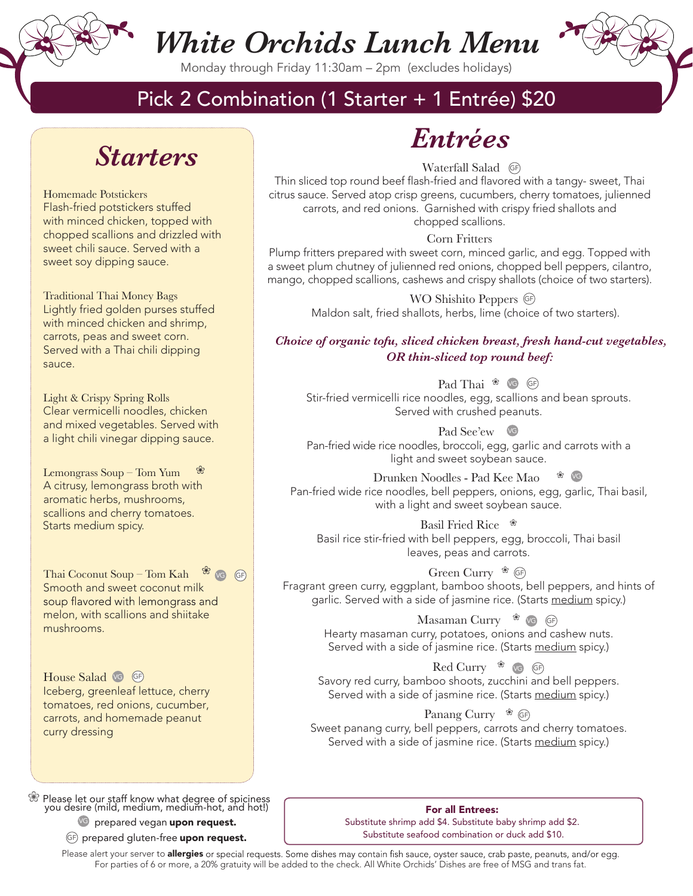# White Orchids Lunch Menu

Monday through Friday 11:30am – 2pm (excludes holidays)

## Pick 2 Combination (1 Starter + 1 Entrée) $20

## Starters

**Homemade Potstickers**
Flash-fried potstickers stuffed with minced chicken, topped with chopped scallions and drizzled with sweet chili sauce. Served with a sweet soy dipping sauce.

**Traditional Thai Money Bags**
Lightly fried golden purses stuffed with minced chicken and shrimp, carrots, peas and sweet corn. Served with a Thai chili dipping sauce.

**Light & Crispy Spring Rolls**
Clear vermicelli noodles, chicken and mixed vegetables. Served with a light chili vinegar dipping sauce.

**Lemongrass Soup – Tom Yum** ❀
A citrusy, lemongrass broth with aromatic herbs, mushrooms, scallions and cherry tomatoes. Starts medium spicy.

**Thai Coconut Soup – Tom Kah** ❀ VG GF
Smooth and sweet coconut milk soup flavored with lemongrass and melon, with scallions and shiitake mushrooms.

**House Salad** VG GF
Iceberg, greenleaf lettuce, cherry tomatoes, red onions, cucumber, carrots, and homemade peanut curry dressing

## Entrées

**Waterfall Salad** GF
Thin sliced top round beef flash-fried and flavored with a tangy- sweet, Thai citrus sauce. Served atop crisp greens, cucumbers, cherry tomatoes, julienned carrots, and red onions. Garnished with crispy fried shallots and chopped scallions.

**Corn Fritters**
Plump fritters prepared with sweet corn, minced garlic, and egg. Topped with a sweet plum chutney of julienned red onions, chopped bell peppers, cilantro, mango, chopped scallions, cashews and crispy shallots (choice of two starters).

**WO Shishito Peppers** GF
Maldon salt, fried shallots, herbs, lime (choice of two starters).

***Choice of organic tofu, sliced chicken breast, fresh hand-cut vegetables, OR thin-sliced top round beef:***

**Pad Thai** ❀ VG GF
Stir-fried vermicelli rice noodles, egg, scallions and bean sprouts. Served with crushed peanuts.

**Pad See'ew** VG
Pan-fried wide rice noodles, broccoli, egg, garlic and carrots with a light and sweet soybean sauce.

**Drunken Noodles - Pad Kee Mao** ❀ VG
Pan-fried wide rice noodles, bell peppers, onions, egg, garlic, Thai basil, with a light and sweet soybean sauce.

**Basil Fried Rice** ❀
Basil rice stir-fried with bell peppers, egg, broccoli, Thai basil leaves, peas and carrots.

**Green Curry** ❀ GF
Fragrant green curry, eggplant, bamboo shoots, bell peppers, and hints of garlic. Served with a side of jasmine rice. (Starts medium spicy.)

**Masaman Curry** ❀ VG GF
Hearty masaman curry, potatoes, onions and cashew nuts. Served with a side of jasmine rice. (Starts medium spicy.)

**Red Curry** ❀ VG GF
Savory red curry, bamboo shoots, zucchini and bell peppers. Served with a side of jasmine rice. (Starts medium spicy.)

**Panang Curry** ❀ GF
Sweet panang curry, bell peppers, carrots and cherry tomatoes. Served with a side of jasmine rice. (Starts medium spicy.)

❀ Please let our staff know what degree of spiciness you desire (mild, medium, medium-hot, and hot!)

VG prepared vegan **upon request.**

GF prepared gluten-free **upon request.**

**For all Entrees:**
Substitute shrimp add $4. Substitute baby shrimp add $2.
Substitute seafood combination or duck add $10.

Please alert your server to **allergies** or special requests. Some dishes may contain fish sauce, oyster sauce, crab paste, peanuts, and/or egg. For parties of 6 or more, a 20% gratuity will be added to the check. All White Orchids' Dishes are free of MSG and trans fat.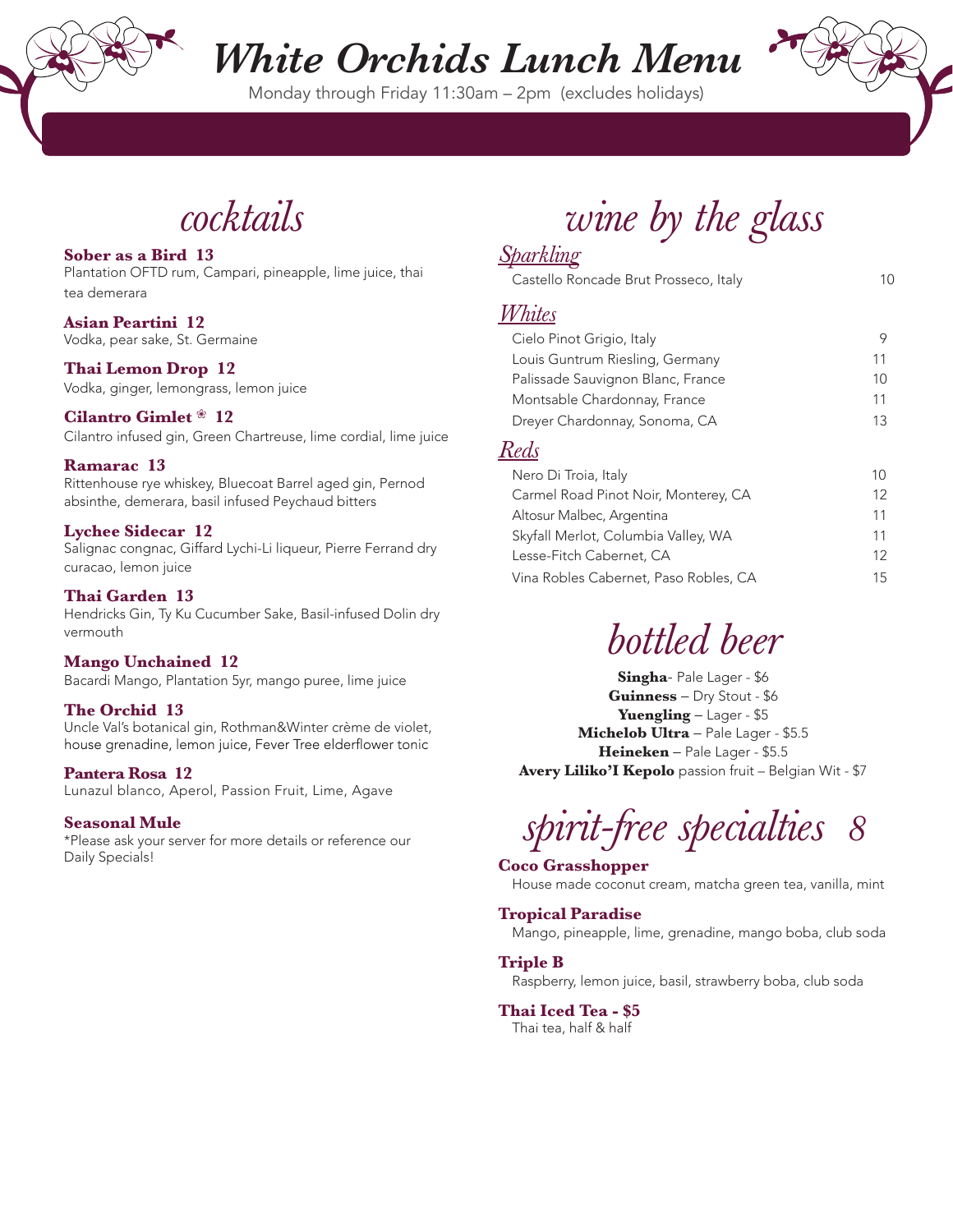# White Orchids Lunch Menu

Monday through Friday 11:30am – 2pm (excludes holidays)

## cocktails

**Sober as a Bird 13**
Plantation OFTD rum, Campari, pineapple, lime juice, thai tea demerara

**Asian Peartini 12**
Vodka, pear sake, St. Germaine

**Thai Lemon Drop 12**
Vodka, ginger, lemongrass, lemon juice

**Cilantro Gimlet ❀ 12**
Cilantro infused gin, Green Chartreuse, lime cordial, lime juice

**Ramarac 13**
Rittenhouse rye whiskey, Bluecoat Barrel aged gin, Pernod absinthe, demerara, basil infused Peychaud bitters

**Lychee Sidecar 12**
Salignac congnac, Giffard Lychi-Li liqueur, Pierre Ferrand dry curacao, lemon juice

**Thai Garden 13**
Hendricks Gin, Ty Ku Cucumber Sake, Basil-infused Dolin dry vermouth

**Mango Unchained 12**
Bacardi Mango, Plantation 5yr, mango puree, lime juice

**The Orchid 13**
Uncle Val's botanical gin, Rothman&Winter crème de violet, house grenadine, lemon juice, Fever Tree elderflower tonic

**Pantera Rosa 12**
Lunazul blanco, Aperol, Passion Fruit, Lime, Agave

**Seasonal Mule**
*Please ask your server for more details or reference our Daily Specials!

## wine by the glass

### Sparkling

| | |
|---|---|
| Castello Roncade Brut Prosseco, Italy | 10 |

### Whites

| | |
|---|---|
| Cielo Pinot Grigio, Italy | 9 |
| Louis Guntrum Riesling, Germany | 11 |
| Palissade Sauvignon Blanc, France | 10 |
| Montsable Chardonnay, France | 11 |
| Dreyer Chardonnay, Sonoma, CA | 13 |

### Reds

| | |
|---|---|
| Nero Di Troia, Italy | 10 |
| Carmel Road Pinot Noir, Monterey, CA | 12 |
| Altosur Malbec, Argentina | 11 |
| Skyfall Merlot, Columbia Valley, WA | 11 |
| Lesse-Fitch Cabernet, CA | 12 |
| Vina Robles Cabernet, Paso Robles, CA | 15 |

## bottled beer

**Singha**- Pale Lager - $6
**Guinness** – Dry Stout - $6
**Yuengling** – Lager - $5
**Michelob Ultra** – Pale Lager - $5.5
**Heineken** – Pale Lager - $5.5
**Avery Liliko'I Kepolo** passion fruit – Belgian Wit - $7

## spirit-free specialties 8

**Coco Grasshopper**
House made coconut cream, matcha green tea, vanilla, mint

**Tropical Paradise**
Mango, pineapple, lime, grenadine, mango boba, club soda

**Triple B**
Raspberry, lemon juice, basil, strawberry boba, club soda

**Thai Iced Tea - $5**
Thai tea, half & half